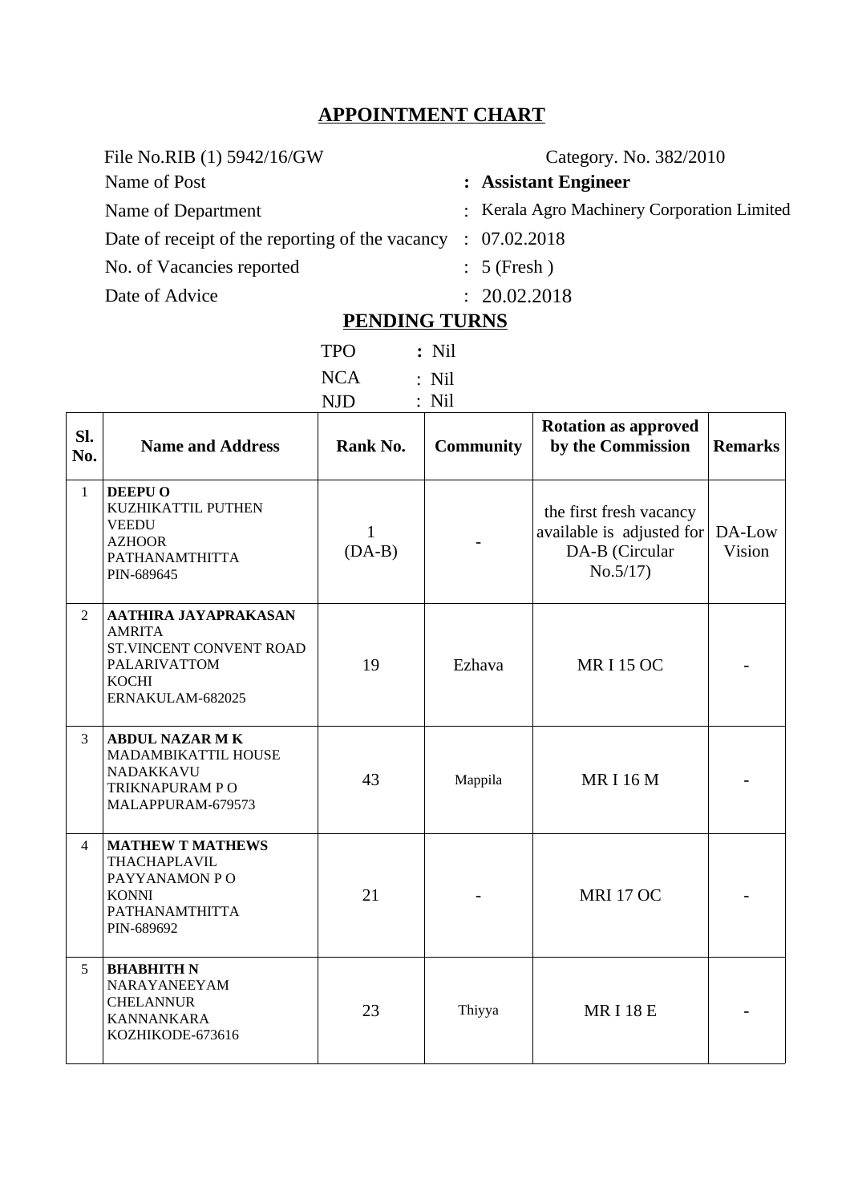# APPOINTMENT CHART

File No.RIB (1) 5942/16/GW — Category. No. 382/2010

Name of Post : **Assistant Engineer**

Name of Department : Kerala Agro Machinery Corporation Limited

Date of receipt of the reporting of the vacancy : 07.02.2018

No. of Vacancies reported : 5 (Fresh )

Date of Advice : 20.02.2018

## PENDING TURNS

TPO **:** Nil

NCA : Nil

NJD : Nil

| Sl. No. | Name and Address | Rank No. | Community | Rotation as approved by the Commission | Remarks |
|---|---|---|---|---|---|
| 1 | **DEEPU O**<br>KUZHIKATTIL PUTHEN VEEDU<br>AZHOOR<br>PATHANAMTHITTA<br>PIN-689645 | 1 (DA-B) | - | the first fresh vacancy available is adjusted for DA-B (Circular No.5/17) | DA-Low Vision |
| 2 | **AATHIRA JAYAPRAKASAN**<br>AMRITA<br>ST.VINCENT CONVENT ROAD<br>PALARIVATTOM<br>KOCHI<br>ERNAKULAM-682025 | 19 | Ezhava | MR I 15 OC | - |
| 3 | **ABDUL NAZAR M K**<br>MADAMBIKATTIL HOUSE<br>NADAKKAVU<br>TRIKNAPURAM P O<br>MALAPPURAM-679573 | 43 | Mappila | MR I 16 M | - |
| 4 | **MATHEW T MATHEWS**<br>THACHAPLAVIL<br>PAYYANAMON P O<br>KONNI<br>PATHANAMTHITTA<br>PIN-689692 | 21 | - | MRI 17 OC | - |
| 5 | **BHABHITH N**<br>NARAYANEEYAM<br>CHELANNUR<br>KANNANKARA<br>KOZHIKODE-673616 | 23 | Thiyya | MR I 18 E | - |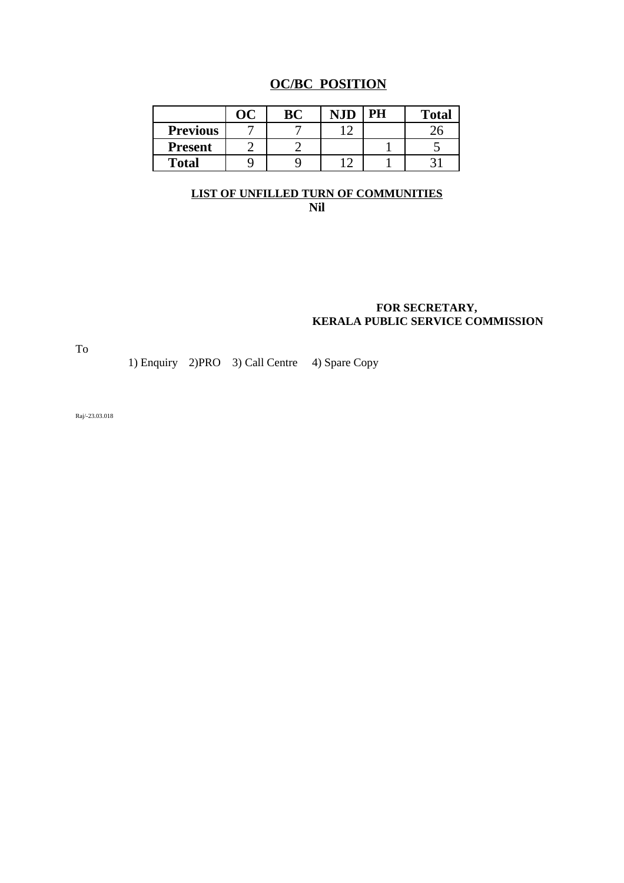## OC/BC POSITION

| | OC | BC | NJD | PH | Total |
|---|---|---|---|---|---|
| **Previous** | 7 | 7 | 12 | | 26 |
| **Present** | 2 | 2 | | 1 | 5 |
| **Total** | 9 | 9 | 12 | 1 | 31 |

**LIST OF UNFILLED TURN OF COMMUNITIES**

**Nil**

**FOR SECRETARY,**
**KERALA PUBLIC SERVICE COMMISSION**

To

1) Enquiry 2)PRO 3) Call Centre 4) Spare Copy

Raj/-23.03.018